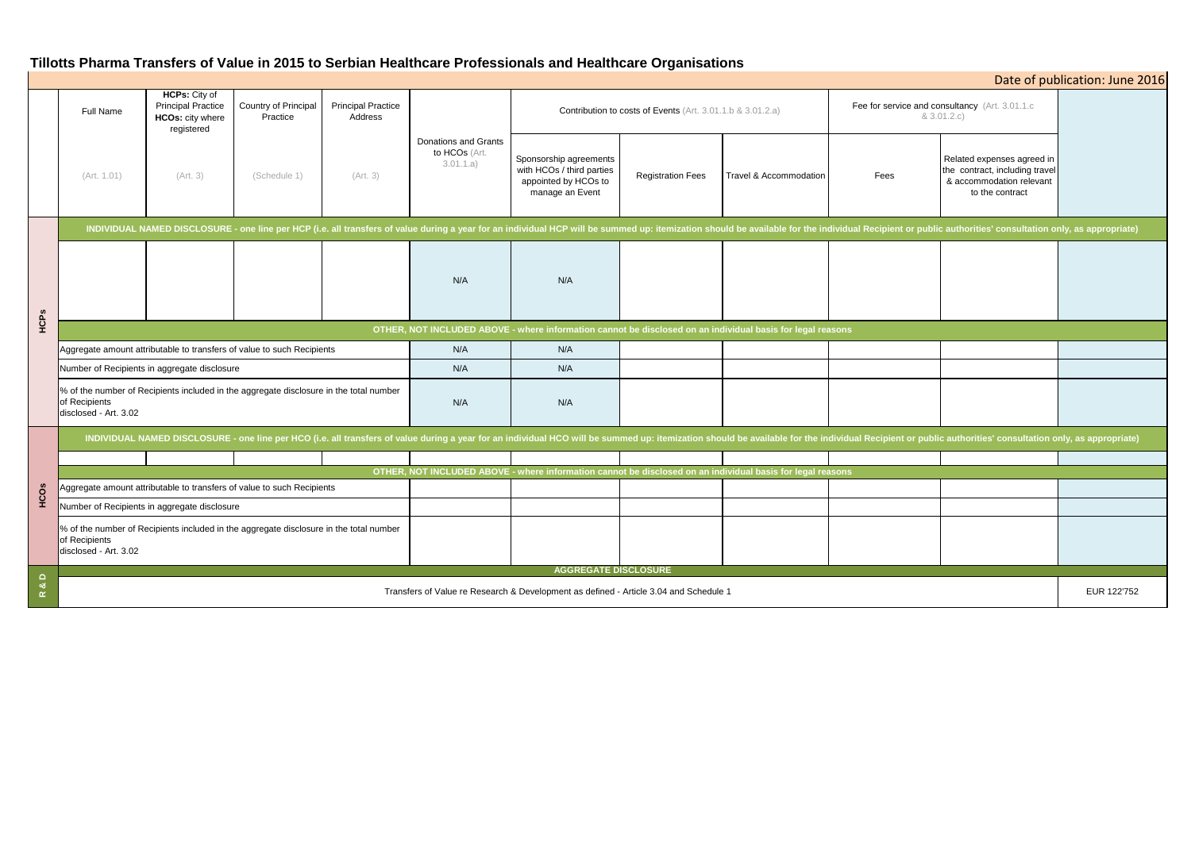# Tillotts Pharma Transfers of Value in 2015 to Serbian Healthcare Professionals and Healthcare Organisations

Date of publication: June 2016

| | Full Name | HCPs: City of Principal Practice HCOs: city where registered | Country of Principal Practice | Principal Practice Address | Donations and Grants to HCOs (Art. 3.01.1.a) | Contribution to costs of Events (Art. 3.01.1.b & 3.01.2.a) | | | Fee for service and consultancy (Art. 3.01.1.c & 3.01.2.c) | | |
|---|---|---|---|---|---|---|---|---|---|---|---|
| | (Art. 1.01) | (Art. 3) | (Schedule 1) | (Art. 3) | | Sponsorship agreements with HCOs / third parties appointed by HCOs to manage an Event | Registration Fees | Travel & Accommodation | Fees | Related expenses agreed in the contract, including travel & accommodation relevant to the contract | |
| **HCPs** | **INDIVIDUAL NAMED DISCLOSURE - one line per HCP (i.e. all transfers of value during a year for an individual HCP will be summed up: itemization should be available for the individual Recipient or public authorities' consultation only, as appropriate)** | | | | | | | | | | |
| | | | | | N/A | N/A | | | | | |
| | **OTHER, NOT INCLUDED ABOVE - where information cannot be disclosed on an individual basis for legal reasons** | | | | | | | | | | |
| | Aggregate amount attributable to transfers of value to such Recipients | | | | N/A | N/A | | | | | |
| | Number of Recipients in aggregate disclosure | | | | N/A | N/A | | | | | |
| | % of the number of Recipients included in the aggregate disclosure in the total number of Recipients disclosed - Art. 3.02 | | | | N/A | N/A | | | | | |
| **HCOs** | **INDIVIDUAL NAMED DISCLOSURE - one line per HCO (i.e. all transfers of value during a year for an individual HCO will be summed up: itemization should be available for the individual Recipient or public authorities' consultation only, as appropriate)** | | | | | | | | | | |
| | | | | | | | | | | | |
| | **OTHER, NOT INCLUDED ABOVE - where information cannot be disclosed on an individual basis for legal reasons** | | | | | | | | | | |
| | Aggregate amount attributable to transfers of value to such Recipients | | | | | | | | | | |
| | Number of Recipients in aggregate disclosure | | | | | | | | | | |
| | % of the number of Recipients included in the aggregate disclosure in the total number of Recipients disclosed - Art. 3.02 | | | | | | | | | | |
| **R & D** | **AGGREGATE DISCLOSURE** | | | | | | | | | | |
| | Transfers of Value re Research & Development as defined - Article 3.04 and Schedule 1 | | | | | | | | | | EUR 122'752 |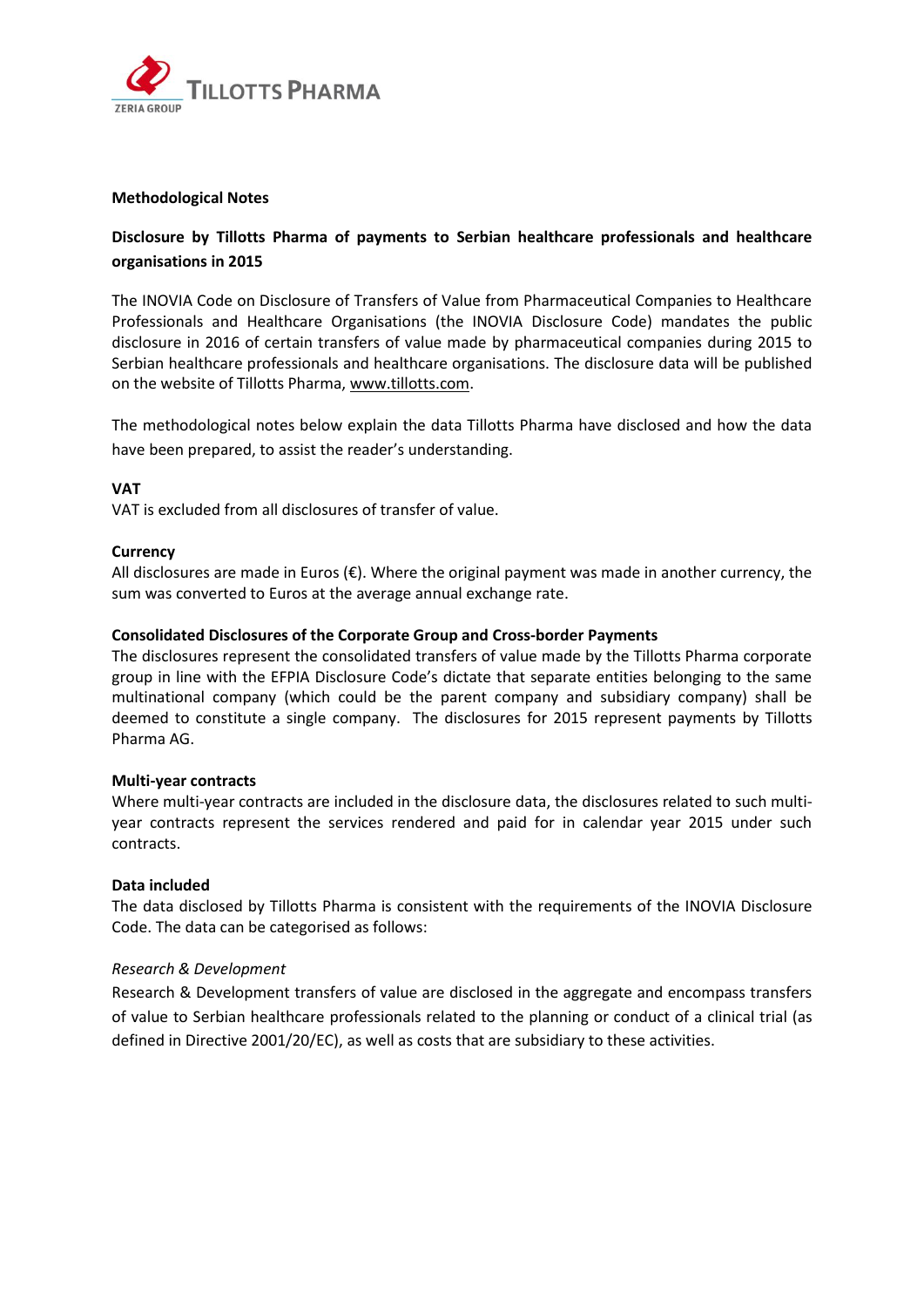**Methodological Notes**

**Disclosure by Tillotts Pharma of payments to Serbian healthcare professionals and healthcare organisations in 2015**

The INOVIA Code on Disclosure of Transfers of Value from Pharmaceutical Companies to Healthcare Professionals and Healthcare Organisations (the INOVIA Disclosure Code) mandates the public disclosure in 2016 of certain transfers of value made by pharmaceutical companies during 2015 to Serbian healthcare professionals and healthcare organisations. The disclosure data will be published on the website of Tillotts Pharma, www.tillotts.com.

The methodological notes below explain the data Tillotts Pharma have disclosed and how the data have been prepared, to assist the reader's understanding.

**VAT**
VAT is excluded from all disclosures of transfer of value.

**Currency**
All disclosures are made in Euros (€). Where the original payment was made in another currency, the sum was converted to Euros at the average annual exchange rate.

**Consolidated Disclosures of the Corporate Group and Cross-border Payments**
The disclosures represent the consolidated transfers of value made by the Tillotts Pharma corporate group in line with the EFPIA Disclosure Code's dictate that separate entities belonging to the same multinational company (which could be the parent company and subsidiary company) shall be deemed to constitute a single company. The disclosures for 2015 represent payments by Tillotts Pharma AG.

**Multi-year contracts**
Where multi-year contracts are included in the disclosure data, the disclosures related to such multi-year contracts represent the services rendered and paid for in calendar year 2015 under such contracts.

**Data included**
The data disclosed by Tillotts Pharma is consistent with the requirements of the INOVIA Disclosure Code. The data can be categorised as follows:

*Research & Development*
Research & Development transfers of value are disclosed in the aggregate and encompass transfers of value to Serbian healthcare professionals related to the planning or conduct of a clinical trial (as defined in Directive 2001/20/EC), as well as costs that are subsidiary to these activities.